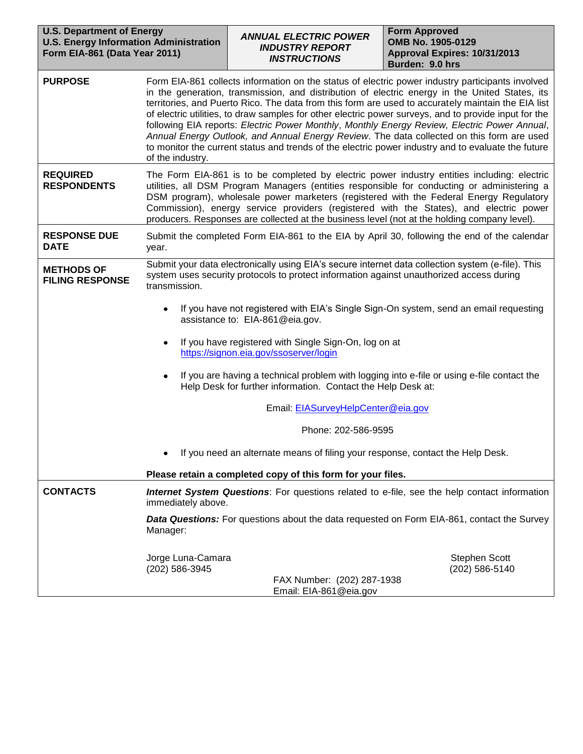| U.S. Department of Energy<br>U.S. Energy Information Administration<br>Form EIA-861 (Data Year 2011) | *ANNUAL ELECTRIC POWER INDUSTRY REPORT INSTRUCTIONS* | Form Approved<br>OMB No. 1905-0129<br>Approval Expires: 10/31/2013<br>Burden: 9.0 hrs |
|---|---|---|

**PURPOSE**

Form EIA-861 collects information on the status of electric power industry participants involved in the generation, transmission, and distribution of electric energy in the United States, its territories, and Puerto Rico. The data from this form are used to accurately maintain the EIA list of electric utilities, to draw samples for other electric power surveys, and to provide input for the following EIA reports: *Electric Power Monthly*, *Monthly Energy Review, Electric Power Annual*, *Annual Energy Outlook, and Annual Energy Review*. The data collected on this form are used to monitor the current status and trends of the electric power industry and to evaluate the future of the industry.

**REQUIRED RESPONDENTS**

The Form EIA-861 is to be completed by electric power industry entities including: electric utilities, all DSM Program Managers (entities responsible for conducting or administering a DSM program), wholesale power marketers (registered with the Federal Energy Regulatory Commission), energy service providers (registered with the States), and electric power producers. Responses are collected at the business level (not at the holding company level).

**RESPONSE DUE DATE**

Submit the completed Form EIA-861 to the EIA by April 30, following the end of the calendar year.

**METHODS OF FILING RESPONSE**

Submit your data electronically using EIA's secure internet data collection system (e-file). This system uses security protocols to protect information against unauthorized access during transmission.

- If you have not registered with EIA's Single Sign-On system, send an email requesting assistance to: EIA-861@eia.gov.
- If you have registered with Single Sign-On, log on at https://signon.eia.gov/ssoserver/login
- If you are having a technical problem with logging into e-file or using e-file contact the Help Desk for further information. Contact the Help Desk at:

  Email: EIASurveyHelpCenter@eia.gov

  Phone: 202-586-9595

- If you need an alternate means of filing your response, contact the Help Desk.

**Please retain a completed copy of this form for your files.**

**CONTACTS**

***Internet System Questions***: For questions related to e-file, see the help contact information immediately above.

***Data Questions:*** For questions about the data requested on Form EIA-861, contact the Survey Manager:

Jorge Luna-Camara
(202) 586-3945

Stephen Scott
(202) 586-5140

FAX Number: (202) 287-1938
Email: EIA-861@eia.gov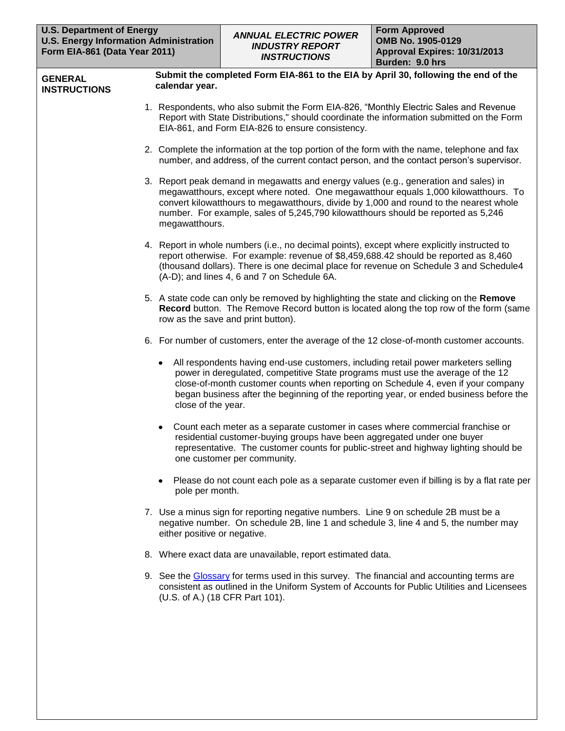| U.S. Department of Energy<br>U.S. Energy Information Administration<br>Form EIA-861 (Data Year 2011) | *ANNUAL ELECTRIC POWER INDUSTRY REPORT INSTRUCTIONS* | Form Approved<br>OMB No. 1905-0129<br>Approval Expires: 10/31/2013<br>Burden: 9.0 hrs |
| --- | --- | --- |

## GENERAL INSTRUCTIONS

**Submit the completed Form EIA-861 to the EIA by April 30, following the end of the calendar year.**

1. Respondents, who also submit the Form EIA-826, "Monthly Electric Sales and Revenue Report with State Distributions," should coordinate the information submitted on the Form EIA-861, and Form EIA-826 to ensure consistency.

2. Complete the information at the top portion of the form with the name, telephone and fax number, and address, of the current contact person, and the contact person's supervisor.

3. Report peak demand in megawatts and energy values (e.g., generation and sales) in megawatthours, except where noted. One megawatthour equals 1,000 kilowatthours. To convert kilowatthours to megawatthours, divide by 1,000 and round to the nearest whole number. For example, sales of 5,245,790 kilowatthours should be reported as 5,246 megawatthours.

4. Report in whole numbers (i.e., no decimal points), except where explicitly instructed to report otherwise. For example: revenue of $8,459,688.42 should be reported as 8,460 (thousand dollars). There is one decimal place for revenue on Schedule 3 and Schedule4 (A-D); and lines 4, 6 and 7 on Schedule 6A.

5. A state code can only be removed by highlighting the state and clicking on the **Remove Record** button. The Remove Record button is located along the top row of the form (same row as the save and print button).

6. For number of customers, enter the average of the 12 close-of-month customer accounts.

   - All respondents having end-use customers, including retail power marketers selling power in deregulated, competitive State programs must use the average of the 12 close-of-month customer counts when reporting on Schedule 4, even if your company began business after the beginning of the reporting year, or ended business before the close of the year.

   - Count each meter as a separate customer in cases where commercial franchise or residential customer-buying groups have been aggregated under one buyer representative. The customer counts for public-street and highway lighting should be one customer per community.

   - Please do not count each pole as a separate customer even if billing is by a flat rate per pole per month.

7. Use a minus sign for reporting negative numbers. Line 9 on schedule 2B must be a negative number. On schedule 2B, line 1 and schedule 3, line 4 and 5, the number may either positive or negative.

8. Where exact data are unavailable, report estimated data.

9. See the Glossary for terms used in this survey. The financial and accounting terms are consistent as outlined in the Uniform System of Accounts for Public Utilities and Licensees (U.S. of A.) (18 CFR Part 101).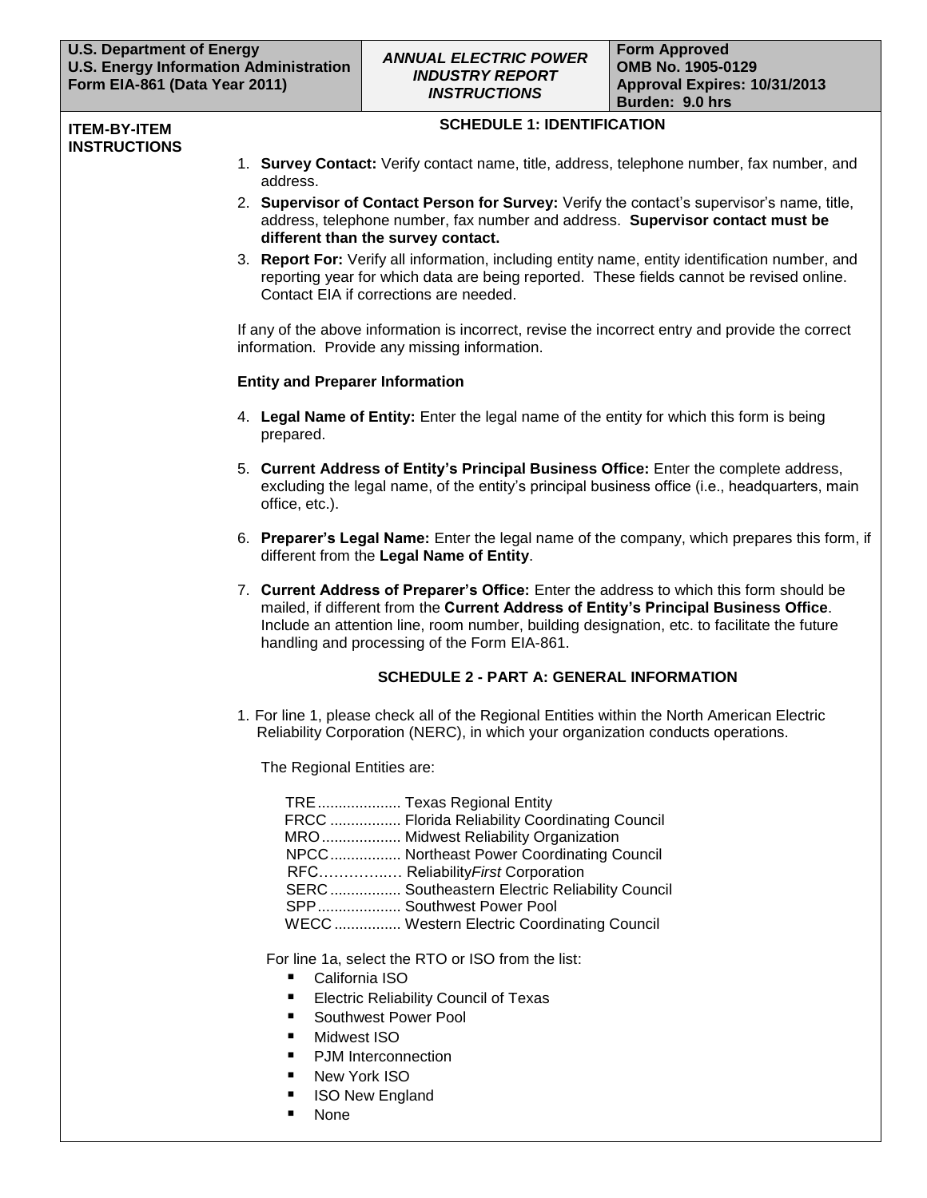**ITEM-BY-ITEM INSTRUCTIONS**

## SCHEDULE 1: IDENTIFICATION

1. **Survey Contact:** Verify contact name, title, address, telephone number, fax number, and address.
2. **Supervisor of Contact Person for Survey:** Verify the contact's supervisor's name, title, address, telephone number, fax number and address. **Supervisor contact must be different than the survey contact.**
3. **Report For:** Verify all information, including entity name, entity identification number, and reporting year for which data are being reported. These fields cannot be revised online. Contact EIA if corrections are needed.

If any of the above information is incorrect, revise the incorrect entry and provide the correct information. Provide any missing information.

**Entity and Preparer Information**

4. **Legal Name of Entity:** Enter the legal name of the entity for which this form is being prepared.
5. **Current Address of Entity's Principal Business Office:** Enter the complete address, excluding the legal name, of the entity's principal business office (i.e., headquarters, main office, etc.).
6. **Preparer's Legal Name:** Enter the legal name of the company, which prepares this form, if different from the **Legal Name of Entity**.
7. **Current Address of Preparer's Office:** Enter the address to which this form should be mailed, if different from the **Current Address of Entity's Principal Business Office**. Include an attention line, room number, building designation, etc. to facilitate the future handling and processing of the Form EIA-861.

## SCHEDULE 2 - PART A: GENERAL INFORMATION

1. For line 1, please check all of the Regional Entities within the North American Electric Reliability Corporation (NERC), in which your organization conducts operations.

   The Regional Entities are:

   TRE.................... Texas Regional Entity
   FRCC ................. Florida Reliability Coordinating Council
   MRO................... Midwest Reliability Organization
   NPCC................. Northeast Power Coordinating Council
   RFC……………… Reliability*First* Corporation
   SERC................. Southeastern Electric Reliability Council
   SPP.................... Southwest Power Pool
   WECC................ Western Electric Coordinating Council

   For line 1a, select the RTO or ISO from the list:

   - California ISO
   - Electric Reliability Council of Texas
   - Southwest Power Pool
   - Midwest ISO
   - PJM Interconnection
   - New York ISO
   - ISO New England
   - None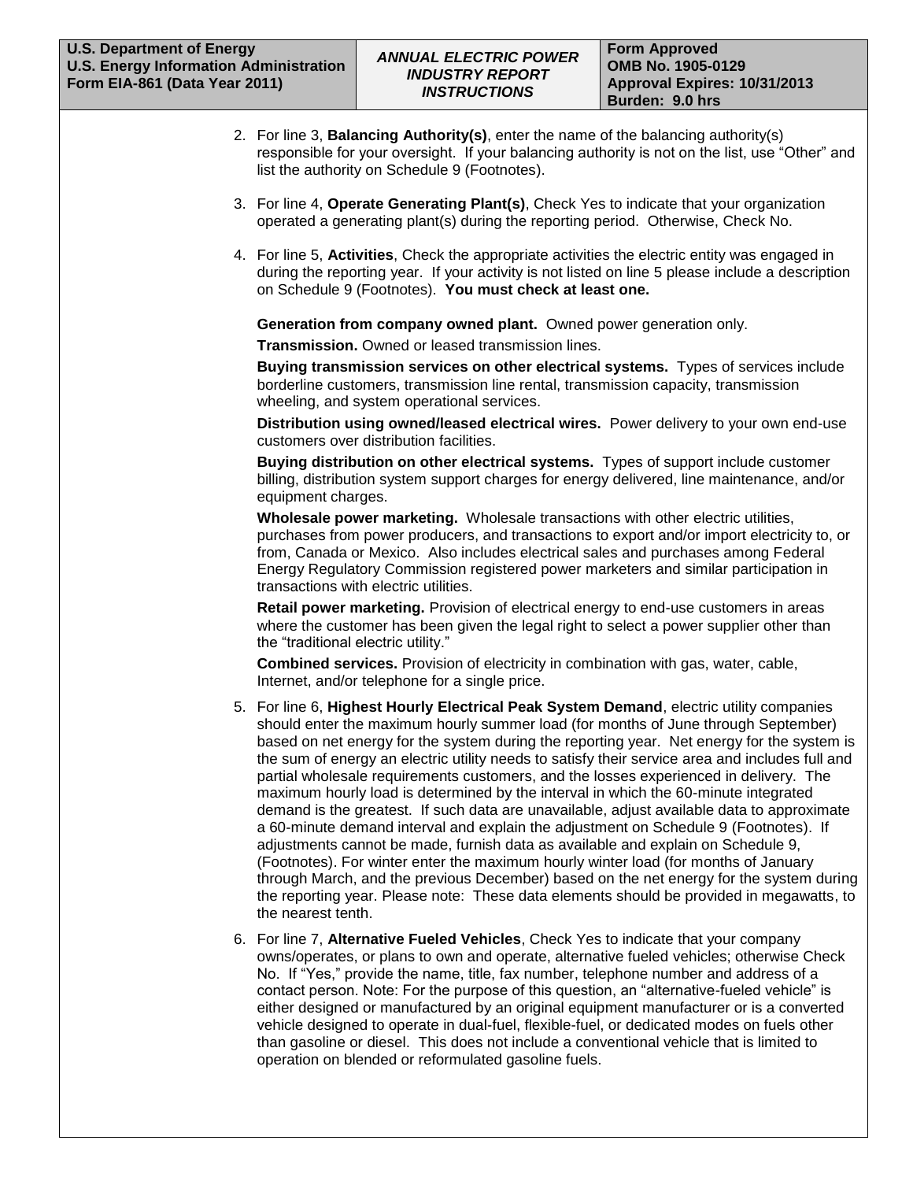2. For line 3, **Balancing Authority(s)**, enter the name of the balancing authority(s) responsible for your oversight. If your balancing authority is not on the list, use "Other" and list the authority on Schedule 9 (Footnotes).

3. For line 4, **Operate Generating Plant(s)**, Check Yes to indicate that your organization operated a generating plant(s) during the reporting period. Otherwise, Check No.

4. For line 5, **Activities**, Check the appropriate activities the electric entity was engaged in during the reporting year. If your activity is not listed on line 5 please include a description on Schedule 9 (Footnotes). **You must check at least one.**

   **Generation from company owned plant.** Owned power generation only.

   **Transmission.** Owned or leased transmission lines.

   **Buying transmission services on other electrical systems.** Types of services include borderline customers, transmission line rental, transmission capacity, transmission wheeling, and system operational services.

   **Distribution using owned/leased electrical wires.** Power delivery to your own end-use customers over distribution facilities.

   **Buying distribution on other electrical systems.** Types of support include customer billing, distribution system support charges for energy delivered, line maintenance, and/or equipment charges.

   **Wholesale power marketing.** Wholesale transactions with other electric utilities, purchases from power producers, and transactions to export and/or import electricity to, or from, Canada or Mexico. Also includes electrical sales and purchases among Federal Energy Regulatory Commission registered power marketers and similar participation in transactions with electric utilities.

   **Retail power marketing.** Provision of electrical energy to end-use customers in areas where the customer has been given the legal right to select a power supplier other than the "traditional electric utility."

   **Combined services.** Provision of electricity in combination with gas, water, cable, Internet, and/or telephone for a single price.

5. For line 6, **Highest Hourly Electrical Peak System Demand**, electric utility companies should enter the maximum hourly summer load (for months of June through September) based on net energy for the system during the reporting year. Net energy for the system is the sum of energy an electric utility needs to satisfy their service area and includes full and partial wholesale requirements customers, and the losses experienced in delivery. The maximum hourly load is determined by the interval in which the 60-minute integrated demand is the greatest. If such data are unavailable, adjust available data to approximate a 60-minute demand interval and explain the adjustment on Schedule 9 (Footnotes). If adjustments cannot be made, furnish data as available and explain on Schedule 9, (Footnotes). For winter enter the maximum hourly winter load (for months of January through March, and the previous December) based on the net energy for the system during the reporting year. Please note: These data elements should be provided in megawatts, to the nearest tenth.

6. For line 7, **Alternative Fueled Vehicles**, Check Yes to indicate that your company owns/operates, or plans to own and operate, alternative fueled vehicles; otherwise Check No. If "Yes," provide the name, title, fax number, telephone number and address of a contact person. Note: For the purpose of this question, an "alternative-fueled vehicle" is either designed or manufactured by an original equipment manufacturer or is a converted vehicle designed to operate in dual-fuel, flexible-fuel, or dedicated modes on fuels other than gasoline or diesel. This does not include a conventional vehicle that is limited to operation on blended or reformulated gasoline fuels.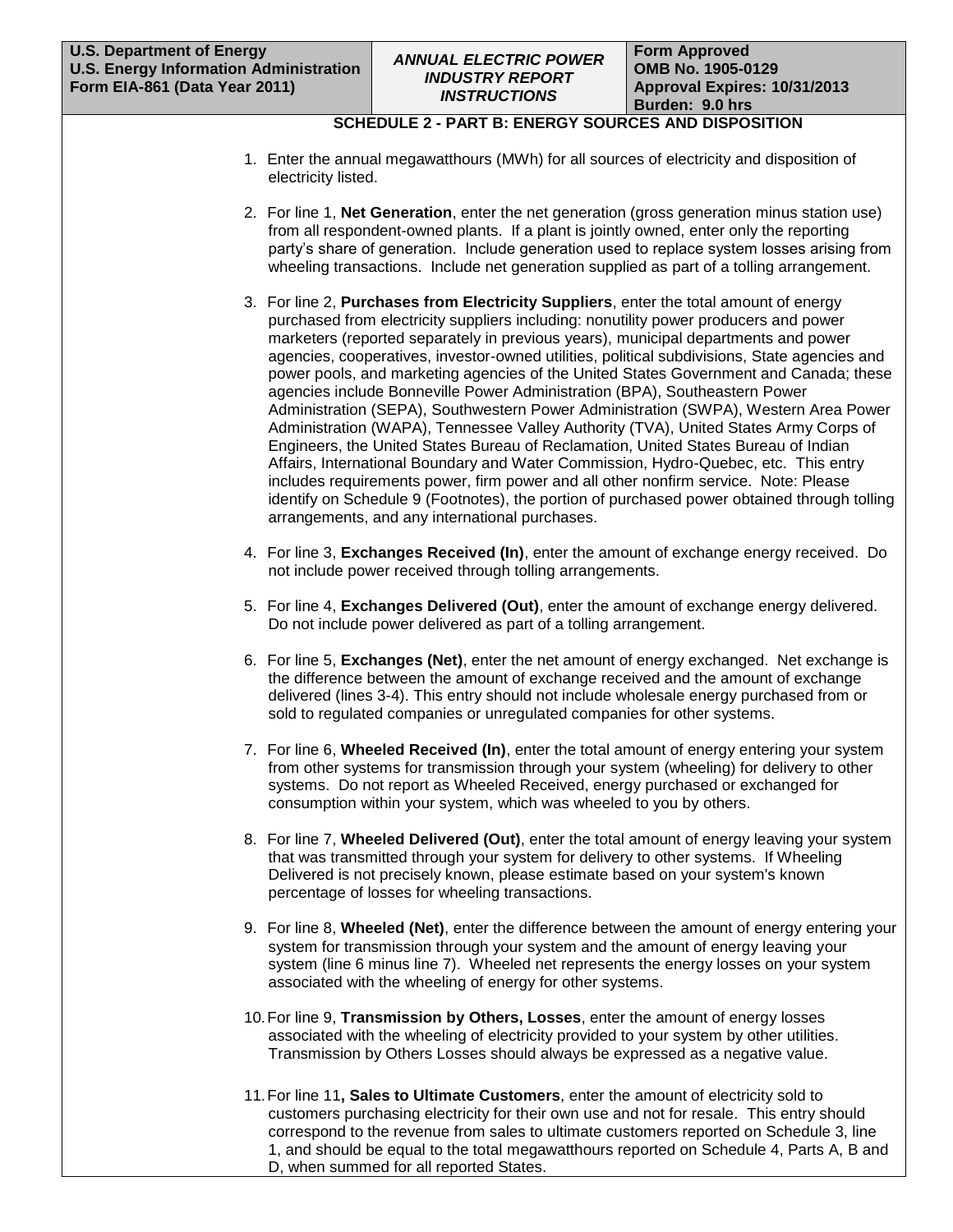## SCHEDULE 2 - PART B: ENERGY SOURCES AND DISPOSITION

1. Enter the annual megawatthours (MWh) for all sources of electricity and disposition of electricity listed.

2. For line 1, **Net Generation**, enter the net generation (gross generation minus station use) from all respondent-owned plants. If a plant is jointly owned, enter only the reporting party's share of generation. Include generation used to replace system losses arising from wheeling transactions. Include net generation supplied as part of a tolling arrangement.

3. For line 2, **Purchases from Electricity Suppliers**, enter the total amount of energy purchased from electricity suppliers including: nonutility power producers and power marketers (reported separately in previous years), municipal departments and power agencies, cooperatives, investor-owned utilities, political subdivisions, State agencies and power pools, and marketing agencies of the United States Government and Canada; these agencies include Bonneville Power Administration (BPA), Southeastern Power Administration (SEPA), Southwestern Power Administration (SWPA), Western Area Power Administration (WAPA), Tennessee Valley Authority (TVA), United States Army Corps of Engineers, the United States Bureau of Reclamation, United States Bureau of Indian Affairs, International Boundary and Water Commission, Hydro-Quebec, etc. This entry includes requirements power, firm power and all other nonfirm service. Note: Please identify on Schedule 9 (Footnotes), the portion of purchased power obtained through tolling arrangements, and any international purchases.

4. For line 3, **Exchanges Received (In)**, enter the amount of exchange energy received. Do not include power received through tolling arrangements.

5. For line 4, **Exchanges Delivered (Out)**, enter the amount of exchange energy delivered. Do not include power delivered as part of a tolling arrangement.

6. For line 5, **Exchanges (Net)**, enter the net amount of energy exchanged. Net exchange is the difference between the amount of exchange received and the amount of exchange delivered (lines 3-4). This entry should not include wholesale energy purchased from or sold to regulated companies or unregulated companies for other systems.

7. For line 6, **Wheeled Received (In)**, enter the total amount of energy entering your system from other systems for transmission through your system (wheeling) for delivery to other systems. Do not report as Wheeled Received, energy purchased or exchanged for consumption within your system, which was wheeled to you by others.

8. For line 7, **Wheeled Delivered (Out)**, enter the total amount of energy leaving your system that was transmitted through your system for delivery to other systems. If Wheeling Delivered is not precisely known, please estimate based on your system's known percentage of losses for wheeling transactions.

9. For line 8, **Wheeled (Net)**, enter the difference between the amount of energy entering your system for transmission through your system and the amount of energy leaving your system (line 6 minus line 7). Wheeled net represents the energy losses on your system associated with the wheeling of energy for other systems.

10. For line 9, **Transmission by Others, Losses**, enter the amount of energy losses associated with the wheeling of electricity provided to your system by other utilities. Transmission by Others Losses should always be expressed as a negative value.

11. For line 11**, Sales to Ultimate Customers**, enter the amount of electricity sold to customers purchasing electricity for their own use and not for resale. This entry should correspond to the revenue from sales to ultimate customers reported on Schedule 3, line 1, and should be equal to the total megawatthours reported on Schedule 4, Parts A, B and D, when summed for all reported States.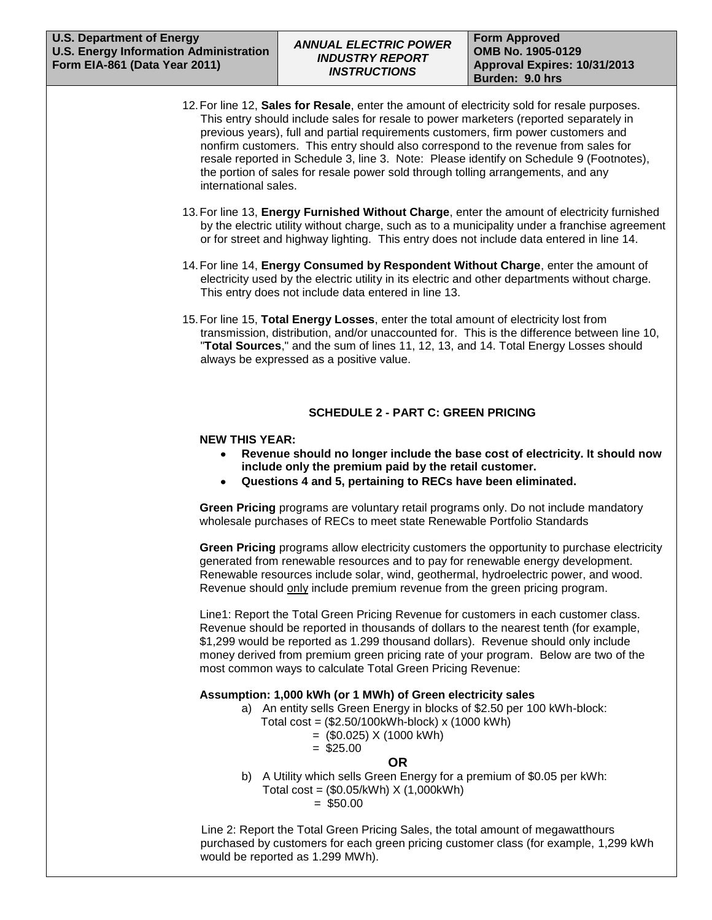12. For line 12, **Sales for Resale**, enter the amount of electricity sold for resale purposes. This entry should include sales for resale to power marketers (reported separately in previous years), full and partial requirements customers, firm power customers and nonfirm customers. This entry should also correspond to the revenue from sales for resale reported in Schedule 3, line 3. Note: Please identify on Schedule 9 (Footnotes), the portion of sales for resale power sold through tolling arrangements, and any international sales.

13. For line 13, **Energy Furnished Without Charge**, enter the amount of electricity furnished by the electric utility without charge, such as to a municipality under a franchise agreement or for street and highway lighting. This entry does not include data entered in line 14.

14. For line 14, **Energy Consumed by Respondent Without Charge**, enter the amount of electricity used by the electric utility in its electric and other departments without charge. This entry does not include data entered in line 13.

15. For line 15, **Total Energy Losses**, enter the total amount of electricity lost from transmission, distribution, and/or unaccounted for. This is the difference between line 10, "**Total Sources**," and the sum of lines 11, 12, 13, and 14. Total Energy Losses should always be expressed as a positive value.

## SCHEDULE 2 - PART C: GREEN PRICING

**NEW THIS YEAR:**

- **Revenue should no longer include the base cost of electricity. It should now include only the premium paid by the retail customer.**
- **Questions 4 and 5, pertaining to RECs have been eliminated.**

**Green Pricing** programs are voluntary retail programs only. Do not include mandatory wholesale purchases of RECs to meet state Renewable Portfolio Standards

**Green Pricing** programs allow electricity customers the opportunity to purchase electricity generated from renewable resources and to pay for renewable energy development. Renewable resources include solar, wind, geothermal, hydroelectric power, and wood. Revenue should only include premium revenue from the green pricing program.

Line1: Report the Total Green Pricing Revenue for customers in each customer class. Revenue should be reported in thousands of dollars to the nearest tenth (for example, $1,299 would be reported as 1.299 thousand dollars). Revenue should only include money derived from premium green pricing rate of your program. Below are two of the most common ways to calculate Total Green Pricing Revenue:

**Assumption: 1,000 kWh (or 1 MWh) of Green electricity sales**

a) An entity sells Green Energy in blocks of $2.50 per 100 kWh-block:
   Total cost = ($2.50/100kWh-block) x (1000 kWh)
   = ($0.025) X (1000 kWh)
   = $25.00

**OR**

b) A Utility which sells Green Energy for a premium of $0.05 per kWh:
   Total cost = ($0.05/kWh) X (1,000kWh)
   = $50.00

Line 2: Report the Total Green Pricing Sales, the total amount of megawatthours purchased by customers for each green pricing customer class (for example, 1,299 kWh would be reported as 1.299 MWh).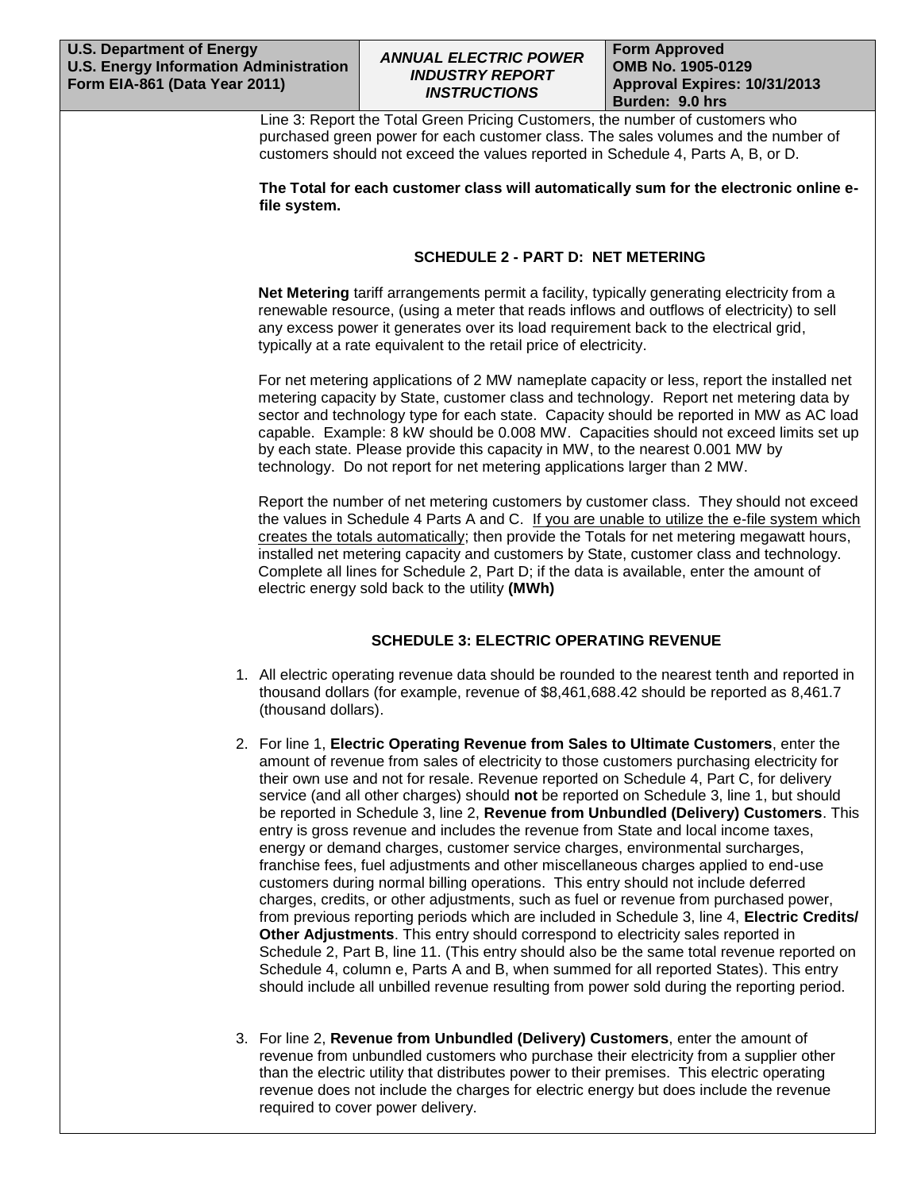Line 3: Report the Total Green Pricing Customers, the number of customers who purchased green power for each customer class. The sales volumes and the number of customers should not exceed the values reported in Schedule 4, Parts A, B, or D.

**The Total for each customer class will automatically sum for the electronic online e-file system.**

### SCHEDULE 2 - PART D: NET METERING

**Net Metering** tariff arrangements permit a facility, typically generating electricity from a renewable resource, (using a meter that reads inflows and outflows of electricity) to sell any excess power it generates over its load requirement back to the electrical grid, typically at a rate equivalent to the retail price of electricity.

For net metering applications of 2 MW nameplate capacity or less, report the installed net metering capacity by State, customer class and technology. Report net metering data by sector and technology type for each state. Capacity should be reported in MW as AC load capable. Example: 8 kW should be 0.008 MW. Capacities should not exceed limits set up by each state. Please provide this capacity in MW, to the nearest 0.001 MW by technology. Do not report for net metering applications larger than 2 MW.

Report the number of net metering customers by customer class. They should not exceed the values in Schedule 4 Parts A and C. If you are unable to utilize the e-file system which creates the totals automatically; then provide the Totals for net metering megawatt hours, installed net metering capacity and customers by State, customer class and technology. Complete all lines for Schedule 2, Part D; if the data is available, enter the amount of electric energy sold back to the utility **(MWh)**

### SCHEDULE 3: ELECTRIC OPERATING REVENUE

1. All electric operating revenue data should be rounded to the nearest tenth and reported in thousand dollars (for example, revenue of $8,461,688.42 should be reported as 8,461.7 (thousand dollars).

2. For line 1, **Electric Operating Revenue from Sales to Ultimate Customers**, enter the amount of revenue from sales of electricity to those customers purchasing electricity for their own use and not for resale. Revenue reported on Schedule 4, Part C, for delivery service (and all other charges) should **not** be reported on Schedule 3, line 1, but should be reported in Schedule 3, line 2, **Revenue from Unbundled (Delivery) Customers**. This entry is gross revenue and includes the revenue from State and local income taxes, energy or demand charges, customer service charges, environmental surcharges, franchise fees, fuel adjustments and other miscellaneous charges applied to end-use customers during normal billing operations. This entry should not include deferred charges, credits, or other adjustments, such as fuel or revenue from purchased power, from previous reporting periods which are included in Schedule 3, line 4, **Electric Credits/ Other Adjustments**. This entry should correspond to electricity sales reported in Schedule 2, Part B, line 11. (This entry should also be the same total revenue reported on Schedule 4, column e, Parts A and B, when summed for all reported States). This entry should include all unbilled revenue resulting from power sold during the reporting period.

3. For line 2, **Revenue from Unbundled (Delivery) Customers**, enter the amount of revenue from unbundled customers who purchase their electricity from a supplier other than the electric utility that distributes power to their premises. This electric operating revenue does not include the charges for electric energy but does include the revenue required to cover power delivery.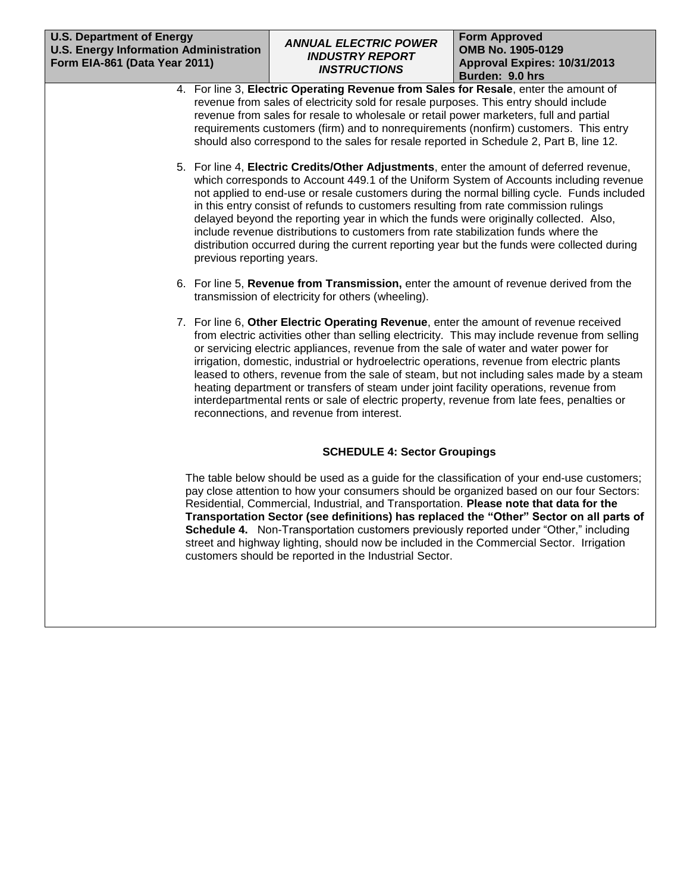4. For line 3, **Electric Operating Revenue from Sales for Resale**, enter the amount of revenue from sales of electricity sold for resale purposes. This entry should include revenue from sales for resale to wholesale or retail power marketers, full and partial requirements customers (firm) and to nonrequirements (nonfirm) customers. This entry should also correspond to the sales for resale reported in Schedule 2, Part B, line 12.

5. For line 4, **Electric Credits/Other Adjustments**, enter the amount of deferred revenue, which corresponds to Account 449.1 of the Uniform System of Accounts including revenue not applied to end-use or resale customers during the normal billing cycle. Funds included in this entry consist of refunds to customers resulting from rate commission rulings delayed beyond the reporting year in which the funds were originally collected. Also, include revenue distributions to customers from rate stabilization funds where the distribution occurred during the current reporting year but the funds were collected during previous reporting years.

6. For line 5, **Revenue from Transmission,** enter the amount of revenue derived from the transmission of electricity for others (wheeling).

7. For line 6, **Other Electric Operating Revenue**, enter the amount of revenue received from electric activities other than selling electricity. This may include revenue from selling or servicing electric appliances, revenue from the sale of water and water power for irrigation, domestic, industrial or hydroelectric operations, revenue from electric plants leased to others, revenue from the sale of steam, but not including sales made by a steam heating department or transfers of steam under joint facility operations, revenue from interdepartmental rents or sale of electric property, revenue from late fees, penalties or reconnections, and revenue from interest.

## SCHEDULE 4: Sector Groupings

The table below should be used as a guide for the classification of your end-use customers; pay close attention to how your consumers should be organized based on our four Sectors: Residential, Commercial, Industrial, and Transportation. **Please note that data for the Transportation Sector (see definitions) has replaced the "Other" Sector on all parts of Schedule 4.** Non-Transportation customers previously reported under "Other," including street and highway lighting, should now be included in the Commercial Sector. Irrigation customers should be reported in the Industrial Sector.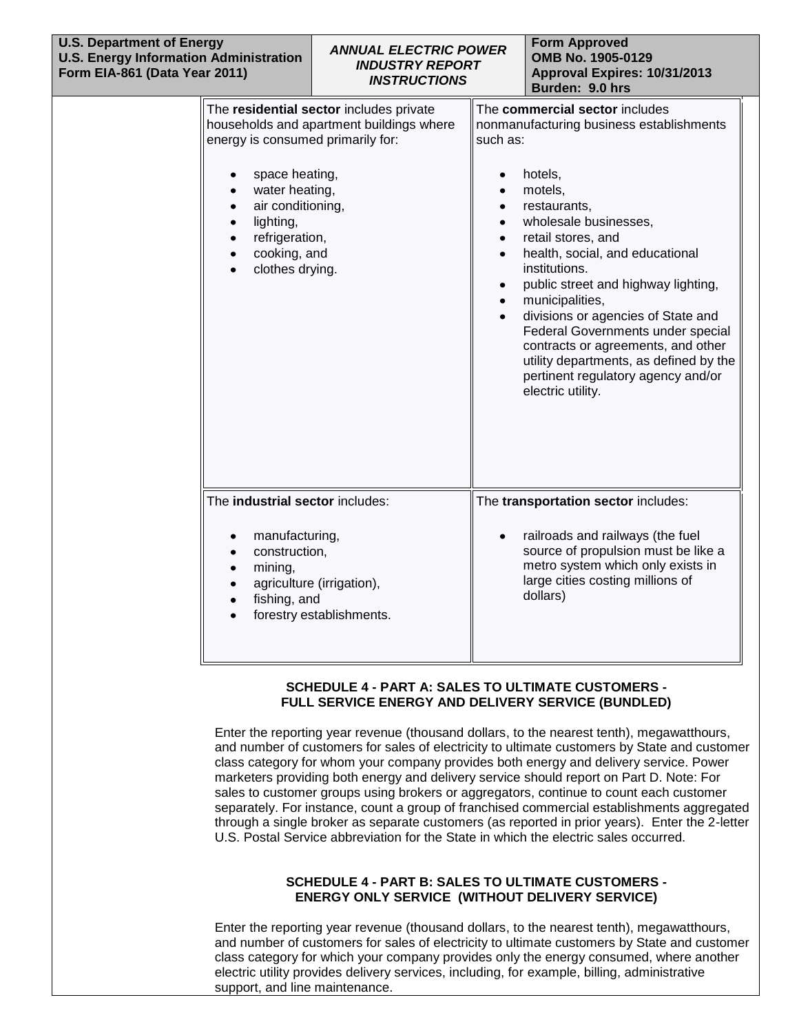The **residential sector** includes private households and apartment buildings where energy is consumed primarily for:

- space heating,
- water heating,
- air conditioning,
- lighting,
- refrigeration,
- cooking, and
- clothes drying.

The **commercial sector** includes nonmanufacturing business establishments such as:

- hotels,
- motels,
- restaurants,
- wholesale businesses,
- retail stores, and
- health, social, and educational institutions.
- public street and highway lighting,
- municipalities,
- divisions or agencies of State and Federal Governments under special contracts or agreements, and other utility departments, as defined by the pertinent regulatory agency and/or electric utility.

The **industrial sector** includes:

- manufacturing,
- construction,
- mining,
- agriculture (irrigation),
- fishing, and
- forestry establishments.

The **transportation sector** includes:

- railroads and railways (the fuel source of propulsion must be like a metro system which only exists in large cities costing millions of dollars)

### SCHEDULE 4 - PART A: SALES TO ULTIMATE CUSTOMERS - FULL SERVICE ENERGY AND DELIVERY SERVICE (BUNDLED)

Enter the reporting year revenue (thousand dollars, to the nearest tenth), megawatthours, and number of customers for sales of electricity to ultimate customers by State and customer class category for whom your company provides both energy and delivery service. Power marketers providing both energy and delivery service should report on Part D. Note: For sales to customer groups using brokers or aggregators, continue to count each customer separately. For instance, count a group of franchised commercial establishments aggregated through a single broker as separate customers (as reported in prior years). Enter the 2-letter U.S. Postal Service abbreviation for the State in which the electric sales occurred.

### SCHEDULE 4 - PART B: SALES TO ULTIMATE CUSTOMERS - ENERGY ONLY SERVICE (WITHOUT DELIVERY SERVICE)

Enter the reporting year revenue (thousand dollars, to the nearest tenth), megawatthours, and number of customers for sales of electricity to ultimate customers by State and customer class category for which your company provides only the energy consumed, where another electric utility provides delivery services, including, for example, billing, administrative support, and line maintenance.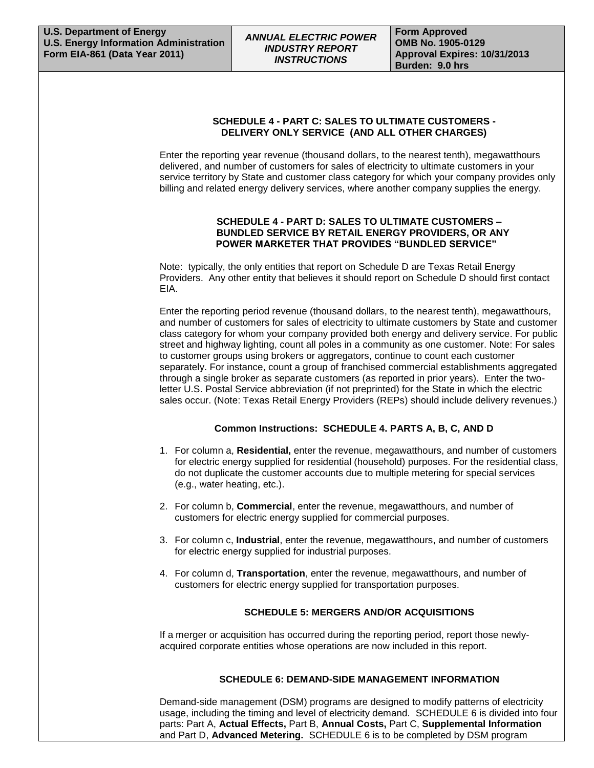### SCHEDULE 4 - PART C: SALES TO ULTIMATE CUSTOMERS - DELIVERY ONLY SERVICE (AND ALL OTHER CHARGES)

Enter the reporting year revenue (thousand dollars, to the nearest tenth), megawatthours delivered, and number of customers for sales of electricity to ultimate customers in your service territory by State and customer class category for which your company provides only billing and related energy delivery services, where another company supplies the energy.

### SCHEDULE 4 - PART D: SALES TO ULTIMATE CUSTOMERS – BUNDLED SERVICE BY RETAIL ENERGY PROVIDERS, OR ANY POWER MARKETER THAT PROVIDES "BUNDLED SERVICE"

Note: typically, the only entities that report on Schedule D are Texas Retail Energy Providers. Any other entity that believes it should report on Schedule D should first contact EIA.

Enter the reporting period revenue (thousand dollars, to the nearest tenth), megawatthours, and number of customers for sales of electricity to ultimate customers by State and customer class category for whom your company provided both energy and delivery service. For public street and highway lighting, count all poles in a community as one customer. Note: For sales to customer groups using brokers or aggregators, continue to count each customer separately. For instance, count a group of franchised commercial establishments aggregated through a single broker as separate customers (as reported in prior years). Enter the two-letter U.S. Postal Service abbreviation (if not preprinted) for the State in which the electric sales occur. (Note: Texas Retail Energy Providers (REPs) should include delivery revenues.)

### Common Instructions: SCHEDULE 4. PARTS A, B, C, AND D

1. For column a, **Residential,** enter the revenue, megawatthours, and number of customers for electric energy supplied for residential (household) purposes. For the residential class, do not duplicate the customer accounts due to multiple metering for special services (e.g., water heating, etc.).
2. For column b, **Commercial**, enter the revenue, megawatthours, and number of customers for electric energy supplied for commercial purposes.
3. For column c, **Industrial**, enter the revenue, megawatthours, and number of customers for electric energy supplied for industrial purposes.
4. For column d, **Transportation**, enter the revenue, megawatthours, and number of customers for electric energy supplied for transportation purposes.

### SCHEDULE 5: MERGERS AND/OR ACQUISITIONS

If a merger or acquisition has occurred during the reporting period, report those newly-acquired corporate entities whose operations are now included in this report.

### SCHEDULE 6: DEMAND-SIDE MANAGEMENT INFORMATION

Demand-side management (DSM) programs are designed to modify patterns of electricity usage, including the timing and level of electricity demand. SCHEDULE 6 is divided into four parts: Part A, **Actual Effects,** Part B, **Annual Costs,** Part C, **Supplemental Information** and Part D, **Advanced Metering.** SCHEDULE 6 is to be completed by DSM program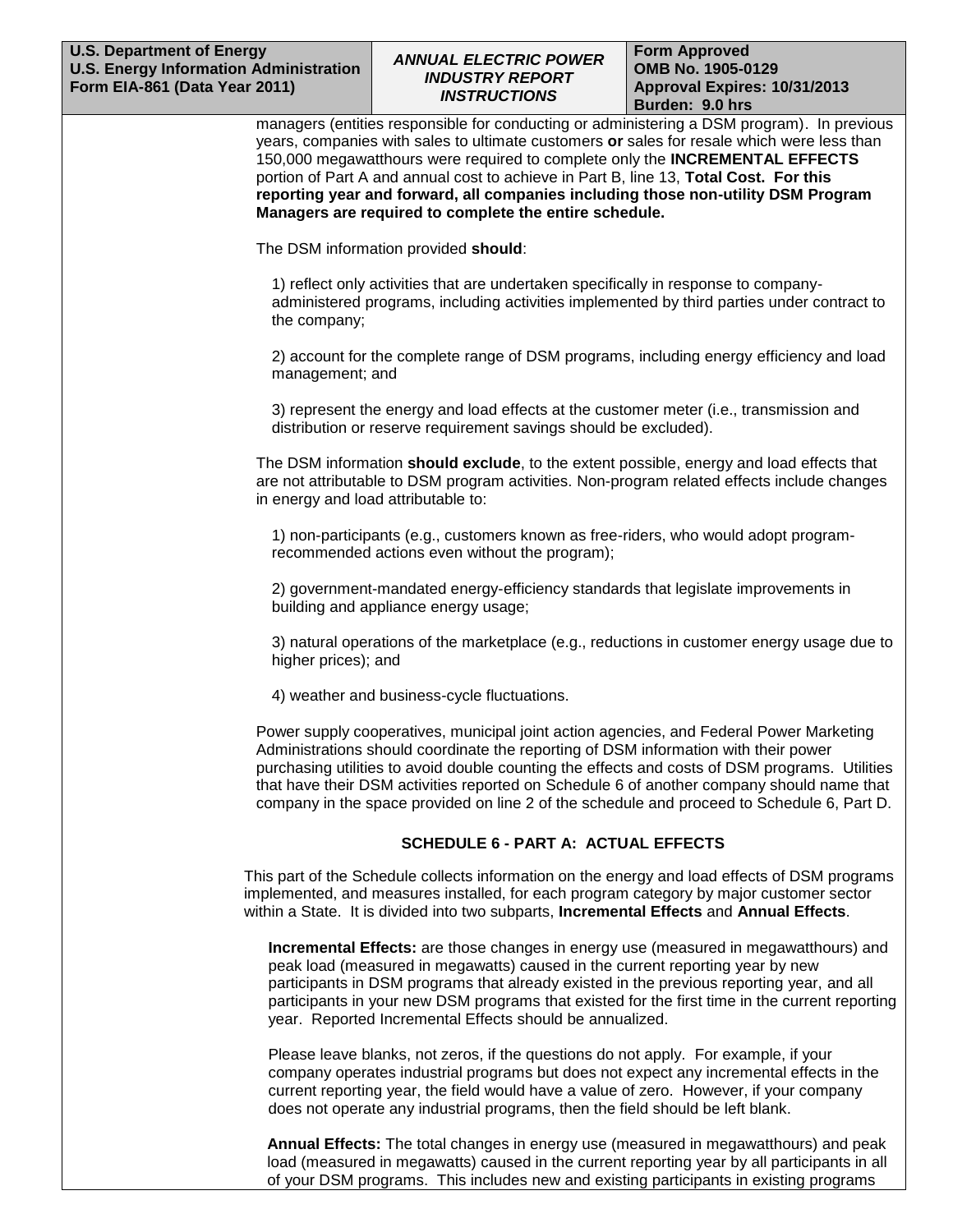managers (entities responsible for conducting or administering a DSM program). In previous years, companies with sales to ultimate customers **or** sales for resale which were less than 150,000 megawatthours were required to complete only the **INCREMENTAL EFFECTS** portion of Part A and annual cost to achieve in Part B, line 13, **Total Cost. For this reporting year and forward, all companies including those non-utility DSM Program Managers are required to complete the entire schedule.**

The DSM information provided **should**:

1) reflect only activities that are undertaken specifically in response to company-administered programs, including activities implemented by third parties under contract to the company;

2) account for the complete range of DSM programs, including energy efficiency and load management; and

3) represent the energy and load effects at the customer meter (i.e., transmission and distribution or reserve requirement savings should be excluded).

The DSM information **should exclude**, to the extent possible, energy and load effects that are not attributable to DSM program activities. Non-program related effects include changes in energy and load attributable to:

1) non-participants (e.g., customers known as free-riders, who would adopt program-recommended actions even without the program);

2) government-mandated energy-efficiency standards that legislate improvements in building and appliance energy usage;

3) natural operations of the marketplace (e.g., reductions in customer energy usage due to higher prices); and

4) weather and business-cycle fluctuations.

Power supply cooperatives, municipal joint action agencies, and Federal Power Marketing Administrations should coordinate the reporting of DSM information with their power purchasing utilities to avoid double counting the effects and costs of DSM programs. Utilities that have their DSM activities reported on Schedule 6 of another company should name that company in the space provided on line 2 of the schedule and proceed to Schedule 6, Part D.

## SCHEDULE 6 - PART A: ACTUAL EFFECTS

This part of the Schedule collects information on the energy and load effects of DSM programs implemented, and measures installed, for each program category by major customer sector within a State. It is divided into two subparts, **Incremental Effects** and **Annual Effects**.

**Incremental Effects:** are those changes in energy use (measured in megawatthours) and peak load (measured in megawatts) caused in the current reporting year by new participants in DSM programs that already existed in the previous reporting year, and all participants in your new DSM programs that existed for the first time in the current reporting year. Reported Incremental Effects should be annualized.

Please leave blanks, not zeros, if the questions do not apply. For example, if your company operates industrial programs but does not expect any incremental effects in the current reporting year, the field would have a value of zero. However, if your company does not operate any industrial programs, then the field should be left blank.

**Annual Effects:** The total changes in energy use (measured in megawatthours) and peak load (measured in megawatts) caused in the current reporting year by all participants in all of your DSM programs. This includes new and existing participants in existing programs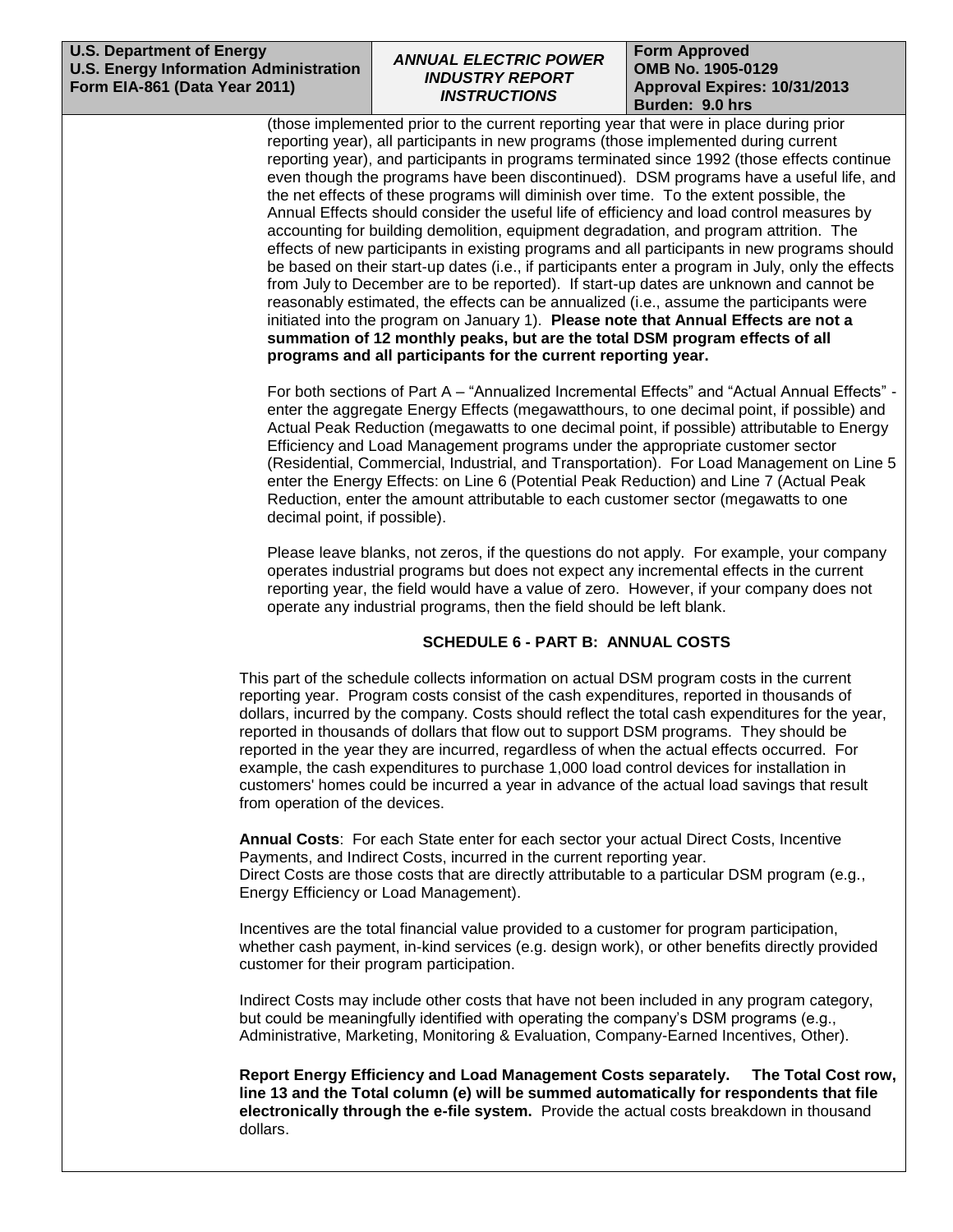(those implemented prior to the current reporting year that were in place during prior reporting year), all participants in new programs (those implemented during current reporting year), and participants in programs terminated since 1992 (those effects continue even though the programs have been discontinued). DSM programs have a useful life, and the net effects of these programs will diminish over time. To the extent possible, the Annual Effects should consider the useful life of efficiency and load control measures by accounting for building demolition, equipment degradation, and program attrition. The effects of new participants in existing programs and all participants in new programs should be based on their start-up dates (i.e., if participants enter a program in July, only the effects from July to December are to be reported). If start-up dates are unknown and cannot be reasonably estimated, the effects can be annualized (i.e., assume the participants were initiated into the program on January 1). **Please note that Annual Effects are not a summation of 12 monthly peaks, but are the total DSM program effects of all programs and all participants for the current reporting year.**

For both sections of Part A – "Annualized Incremental Effects" and "Actual Annual Effects" - enter the aggregate Energy Effects (megawatthours, to one decimal point, if possible) and Actual Peak Reduction (megawatts to one decimal point, if possible) attributable to Energy Efficiency and Load Management programs under the appropriate customer sector (Residential, Commercial, Industrial, and Transportation). For Load Management on Line 5 enter the Energy Effects: on Line 6 (Potential Peak Reduction) and Line 7 (Actual Peak Reduction, enter the amount attributable to each customer sector (megawatts to one decimal point, if possible).

Please leave blanks, not zeros, if the questions do not apply. For example, your company operates industrial programs but does not expect any incremental effects in the current reporting year, the field would have a value of zero. However, if your company does not operate any industrial programs, then the field should be left blank.

### SCHEDULE 6 - PART B: ANNUAL COSTS

This part of the schedule collects information on actual DSM program costs in the current reporting year. Program costs consist of the cash expenditures, reported in thousands of dollars, incurred by the company. Costs should reflect the total cash expenditures for the year, reported in thousands of dollars that flow out to support DSM programs. They should be reported in the year they are incurred, regardless of when the actual effects occurred. For example, the cash expenditures to purchase 1,000 load control devices for installation in customers' homes could be incurred a year in advance of the actual load savings that result from operation of the devices.

**Annual Costs**: For each State enter for each sector your actual Direct Costs, Incentive Payments, and Indirect Costs, incurred in the current reporting year.
Direct Costs are those costs that are directly attributable to a particular DSM program (e.g., Energy Efficiency or Load Management).

Incentives are the total financial value provided to a customer for program participation, whether cash payment, in-kind services (e.g. design work), or other benefits directly provided customer for their program participation.

Indirect Costs may include other costs that have not been included in any program category, but could be meaningfully identified with operating the company's DSM programs (e.g., Administrative, Marketing, Monitoring & Evaluation, Company-Earned Incentives, Other).

**Report Energy Efficiency and Load Management Costs separately. The Total Cost row, line 13 and the Total column (e) will be summed automatically for respondents that file electronically through the e-file system.** Provide the actual costs breakdown in thousand dollars.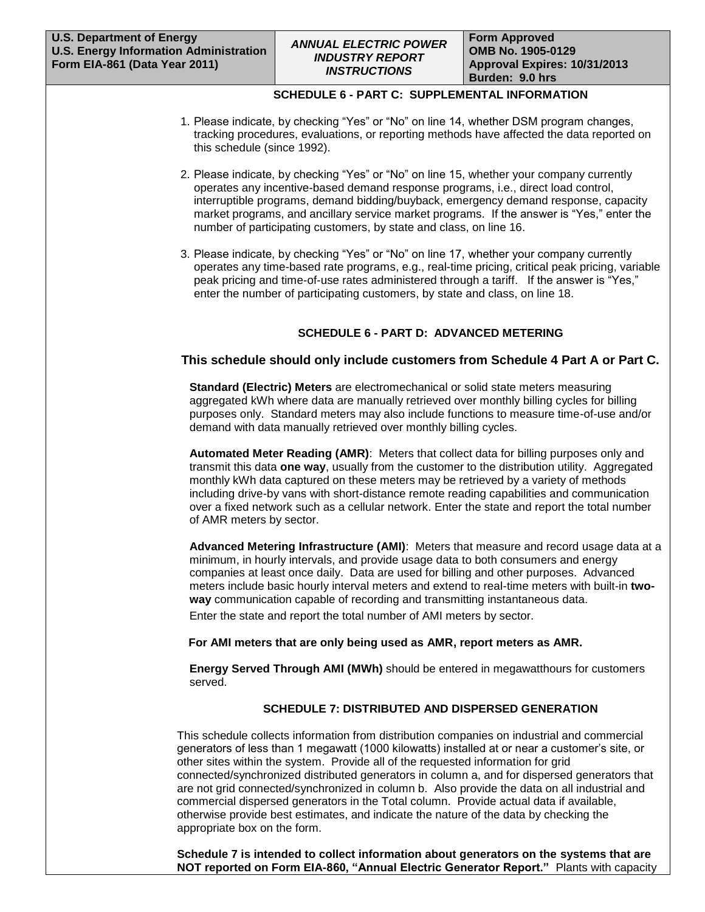## SCHEDULE 6 - PART C: SUPPLEMENTAL INFORMATION

1. Please indicate, by checking "Yes" or "No" on line 14, whether DSM program changes, tracking procedures, evaluations, or reporting methods have affected the data reported on this schedule (since 1992).

2. Please indicate, by checking "Yes" or "No" on line 15, whether your company currently operates any incentive-based demand response programs, i.e., direct load control, interruptible programs, demand bidding/buyback, emergency demand response, capacity market programs, and ancillary service market programs. If the answer is "Yes," enter the number of participating customers, by state and class, on line 16.

3. Please indicate, by checking "Yes" or "No" on line 17, whether your company currently operates any time-based rate programs, e.g., real-time pricing, critical peak pricing, variable peak pricing and time-of-use rates administered through a tariff. If the answer is "Yes," enter the number of participating customers, by state and class, on line 18.

## SCHEDULE 6 - PART D: ADVANCED METERING

### This schedule should only include customers from Schedule 4 Part A or Part C.

**Standard (Electric) Meters** are electromechanical or solid state meters measuring aggregated kWh where data are manually retrieved over monthly billing cycles for billing purposes only. Standard meters may also include functions to measure time-of-use and/or demand with data manually retrieved over monthly billing cycles.

**Automated Meter Reading (AMR)**: Meters that collect data for billing purposes only and transmit this data **one way**, usually from the customer to the distribution utility. Aggregated monthly kWh data captured on these meters may be retrieved by a variety of methods including drive-by vans with short-distance remote reading capabilities and communication over a fixed network such as a cellular network. Enter the state and report the total number of AMR meters by sector.

**Advanced Metering Infrastructure (AMI)**: Meters that measure and record usage data at a minimum, in hourly intervals, and provide usage data to both consumers and energy companies at least once daily. Data are used for billing and other purposes. Advanced meters include basic hourly interval meters and extend to real-time meters with built-in **two-way** communication capable of recording and transmitting instantaneous data.

Enter the state and report the total number of AMI meters by sector.

**For AMI meters that are only being used as AMR, report meters as AMR.**

**Energy Served Through AMI (MWh)** should be entered in megawatthours for customers served.

## SCHEDULE 7: DISTRIBUTED AND DISPERSED GENERATION

This schedule collects information from distribution companies on industrial and commercial generators of less than 1 megawatt (1000 kilowatts) installed at or near a customer's site, or other sites within the system. Provide all of the requested information for grid connected/synchronized distributed generators in column a, and for dispersed generators that are not grid connected/synchronized in column b. Also provide the data on all industrial and commercial dispersed generators in the Total column. Provide actual data if available, otherwise provide best estimates, and indicate the nature of the data by checking the appropriate box on the form.

**Schedule 7 is intended to collect information about generators on the systems that are NOT reported on Form EIA-860, "Annual Electric Generator Report."** Plants with capacity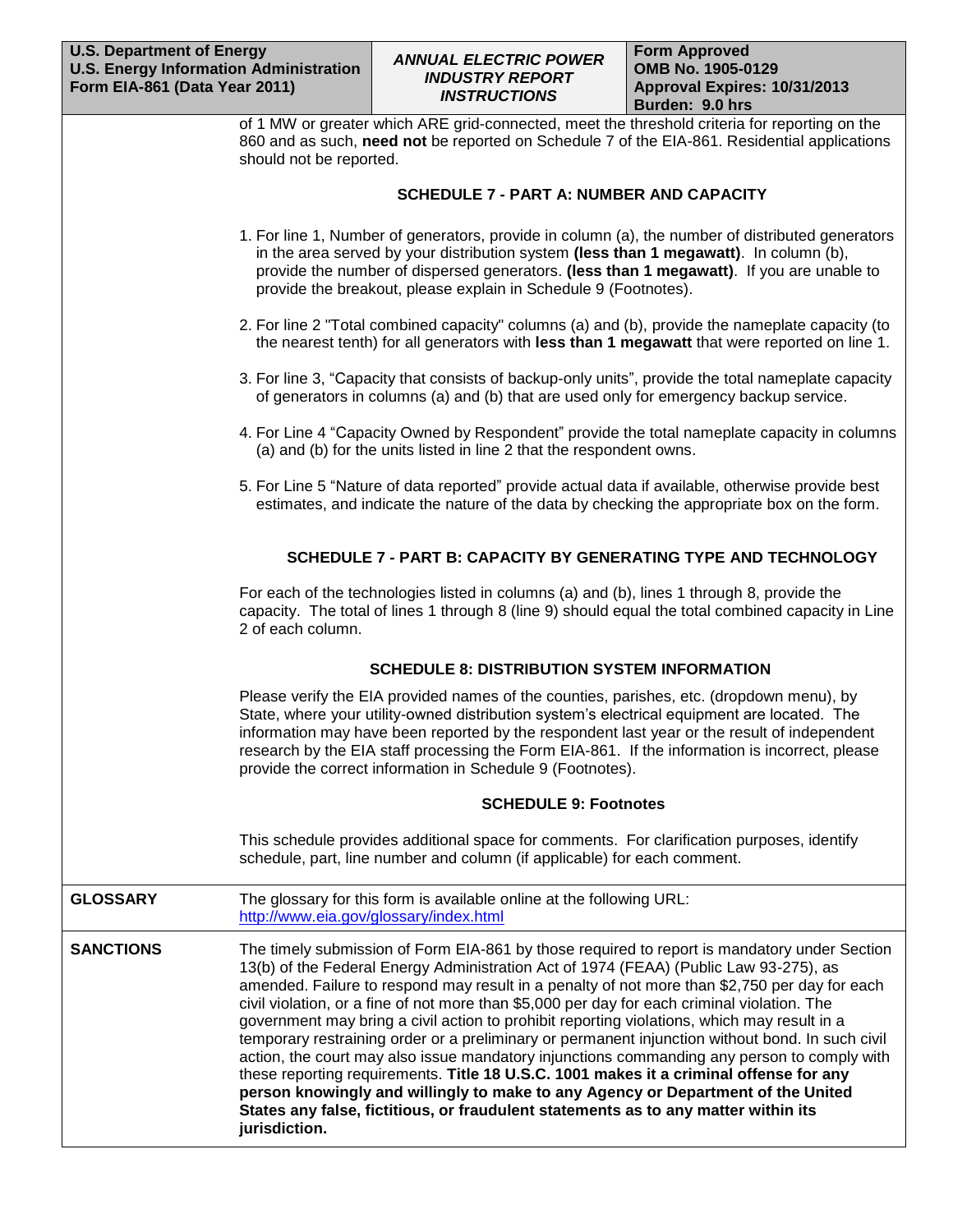of 1 MW or greater which ARE grid-connected, meet the threshold criteria for reporting on the 860 and as such, **need not** be reported on Schedule 7 of the EIA-861. Residential applications should not be reported.

### SCHEDULE 7 - PART A: NUMBER AND CAPACITY

1. For line 1, Number of generators, provide in column (a), the number of distributed generators in the area served by your distribution system **(less than 1 megawatt)**. In column (b), provide the number of dispersed generators. **(less than 1 megawatt)**. If you are unable to provide the breakout, please explain in Schedule 9 (Footnotes).

2. For line 2 "Total combined capacity" columns (a) and (b), provide the nameplate capacity (to the nearest tenth) for all generators with **less than 1 megawatt** that were reported on line 1.

3. For line 3, "Capacity that consists of backup-only units", provide the total nameplate capacity of generators in columns (a) and (b) that are used only for emergency backup service.

4. For Line 4 "Capacity Owned by Respondent" provide the total nameplate capacity in columns (a) and (b) for the units listed in line 2 that the respondent owns.

5. For Line 5 "Nature of data reported" provide actual data if available, otherwise provide best estimates, and indicate the nature of the data by checking the appropriate box on the form.

### SCHEDULE 7 - PART B: CAPACITY BY GENERATING TYPE AND TECHNOLOGY

For each of the technologies listed in columns (a) and (b), lines 1 through 8, provide the capacity. The total of lines 1 through 8 (line 9) should equal the total combined capacity in Line 2 of each column.

### SCHEDULE 8: DISTRIBUTION SYSTEM INFORMATION

Please verify the EIA provided names of the counties, parishes, etc. (dropdown menu), by State, where your utility-owned distribution system's electrical equipment are located. The information may have been reported by the respondent last year or the result of independent research by the EIA staff processing the Form EIA-861. If the information is incorrect, please provide the correct information in Schedule 9 (Footnotes).

### SCHEDULE 9: Footnotes

This schedule provides additional space for comments. For clarification purposes, identify schedule, part, line number and column (if applicable) for each comment.

## GLOSSARY

The glossary for this form is available online at the following URL: http://www.eia.gov/glossary/index.html

## SANCTIONS

The timely submission of Form EIA-861 by those required to report is mandatory under Section 13(b) of the Federal Energy Administration Act of 1974 (FEAA) (Public Law 93-275), as amended. Failure to respond may result in a penalty of not more than $2,750 per day for each civil violation, or a fine of not more than $5,000 per day for each criminal violation. The government may bring a civil action to prohibit reporting violations, which may result in a temporary restraining order or a preliminary or permanent injunction without bond. In such civil action, the court may also issue mandatory injunctions commanding any person to comply with these reporting requirements. **Title 18 U.S.C. 1001 makes it a criminal offense for any person knowingly and willingly to make to any Agency or Department of the United States any false, fictitious, or fraudulent statements as to any matter within its jurisdiction.**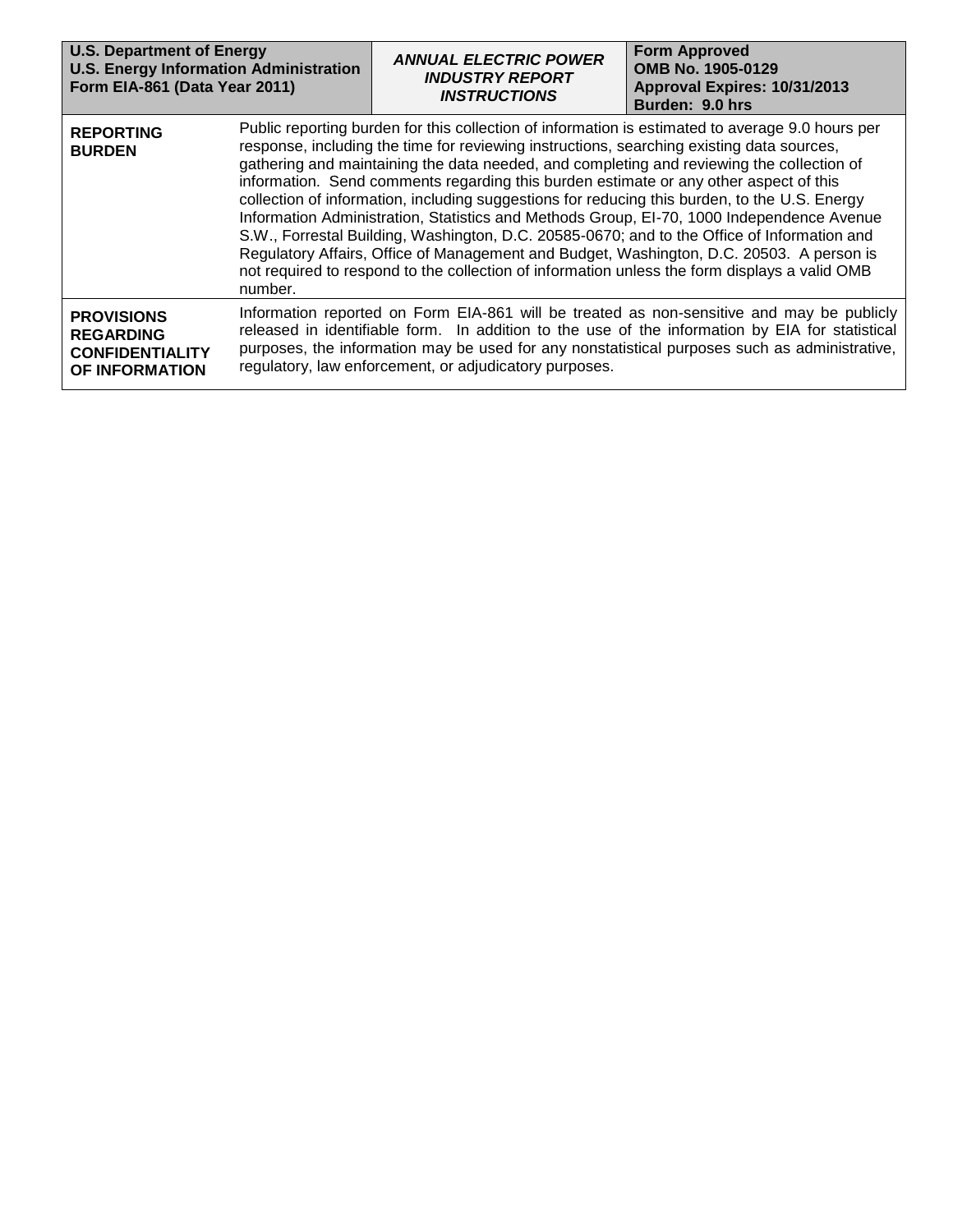| U.S. Department of Energy<br>U.S. Energy Information Administration<br>Form EIA-861 (Data Year 2011) | | *ANNUAL ELECTRIC POWER INDUSTRY REPORT INSTRUCTIONS* | Form Approved<br>OMB No. 1905-0129<br>Approval Expires: 10/31/2013<br>Burden: 9.0 hrs |
|---|---|---|---|
| **REPORTING BURDEN** | Public reporting burden for this collection of information is estimated to average 9.0 hours per response, including the time for reviewing instructions, searching existing data sources, gathering and maintaining the data needed, and completing and reviewing the collection of information. Send comments regarding this burden estimate or any other aspect of this collection of information, including suggestions for reducing this burden, to the U.S. Energy Information Administration, Statistics and Methods Group, EI-70, 1000 Independence Avenue S.W., Forrestal Building, Washington, D.C. 20585-0670; and to the Office of Information and Regulatory Affairs, Office of Management and Budget, Washington, D.C. 20503. A person is not required to respond to the collection of information unless the form displays a valid OMB number. | | |
| **PROVISIONS REGARDING CONFIDENTIALITY OF INFORMATION** | Information reported on Form EIA-861 will be treated as non-sensitive and may be publicly released in identifiable form. In addition to the use of the information by EIA for statistical purposes, the information may be used for any nonstatistical purposes such as administrative, regulatory, law enforcement, or adjudicatory purposes. | | |